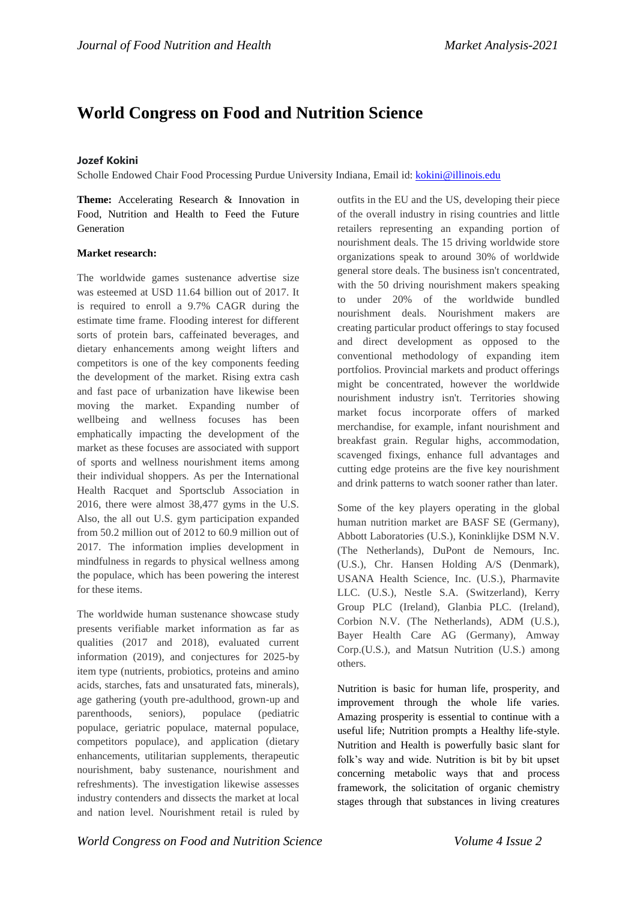# World Congress on Food and Nutrition Science

**Jozef Kokini**

Scholle Endowed Chair Food Processing Purdue University Indiana, Email id: kokini@illinois.edu

**Theme:** Accelerating Research & Innovation in Food, Nutrition and Health to Feed the Future Generation

**Market research:**

The worldwide games sustenance advertise size was esteemed at USD 11.64 billion out of 2017. It is required to enroll a 9.7% CAGR during the estimate time frame. Flooding interest for different sorts of protein bars, caffeinated beverages, and dietary enhancements among weight lifters and competitors is one of the key components feeding the development of the market. Rising extra cash and fast pace of urbanization have likewise been moving the market. Expanding number of wellbeing and wellness focuses has been emphatically impacting the development of the market as these focuses are associated with support of sports and wellness nourishment items among their individual shoppers. As per the International Health Racquet and Sportsclub Association in 2016, there were almost 38,477 gyms in the U.S. Also, the all out U.S. gym participation expanded from 50.2 million out of 2012 to 60.9 million out of 2017. The information implies development in mindfulness in regards to physical wellness among the populace, which has been powering the interest for these items.

The worldwide human sustenance showcase study presents verifiable market information as far as qualities (2017 and 2018), evaluated current information (2019), and conjectures for 2025-by item type (nutrients, probiotics, proteins and amino acids, starches, fats and unsaturated fats, minerals), age gathering (youth pre-adulthood, grown-up and parenthoods, seniors), populace (pediatric populace, geriatric populace, maternal populace, competitors populace), and application (dietary enhancements, utilitarian supplements, therapeutic nourishment, baby sustenance, nourishment and refreshments). The investigation likewise assesses industry contenders and dissects the market at local and nation level. Nourishment retail is ruled by outfits in the EU and the US, developing their piece of the overall industry in rising countries and little retailers representing an expanding portion of nourishment deals. The 15 driving worldwide store organizations speak to around 30% of worldwide general store deals. The business isn't concentrated, with the 50 driving nourishment makers speaking to under 20% of the worldwide bundled nourishment deals. Nourishment makers are creating particular product offerings to stay focused and direct development as opposed to the conventional methodology of expanding item portfolios. Provincial markets and product offerings might be concentrated, however the worldwide nourishment industry isn't. Territories showing market focus incorporate offers of marked merchandise, for example, infant nourishment and breakfast grain. Regular highs, accommodation, scavenged fixings, enhance full advantages and cutting edge proteins are the five key nourishment and drink patterns to watch sooner rather than later.

Some of the key players operating in the global human nutrition market are BASF SE (Germany), Abbott Laboratories (U.S.), Koninklijke DSM N.V. (The Netherlands), DuPont de Nemours, Inc. (U.S.), Chr. Hansen Holding A/S (Denmark), USANA Health Science, Inc. (U.S.), Pharmavite LLC. (U.S.), Nestle S.A. (Switzerland), Kerry Group PLC (Ireland), Glanbia PLC. (Ireland), Corbion N.V. (The Netherlands), ADM (U.S.), Bayer Health Care AG (Germany), Amway Corp.(U.S.), and Matsun Nutrition (U.S.) among others.

Nutrition is basic for human life, prosperity, and improvement through the whole life varies. Amazing prosperity is essential to continue with a useful life; Nutrition prompts a Healthy life-style. Nutrition and Health is powerfully basic slant for folk's way and wide. Nutrition is bit by bit upset concerning metabolic ways that and process framework, the solicitation of organic chemistry stages through that substances in living creatures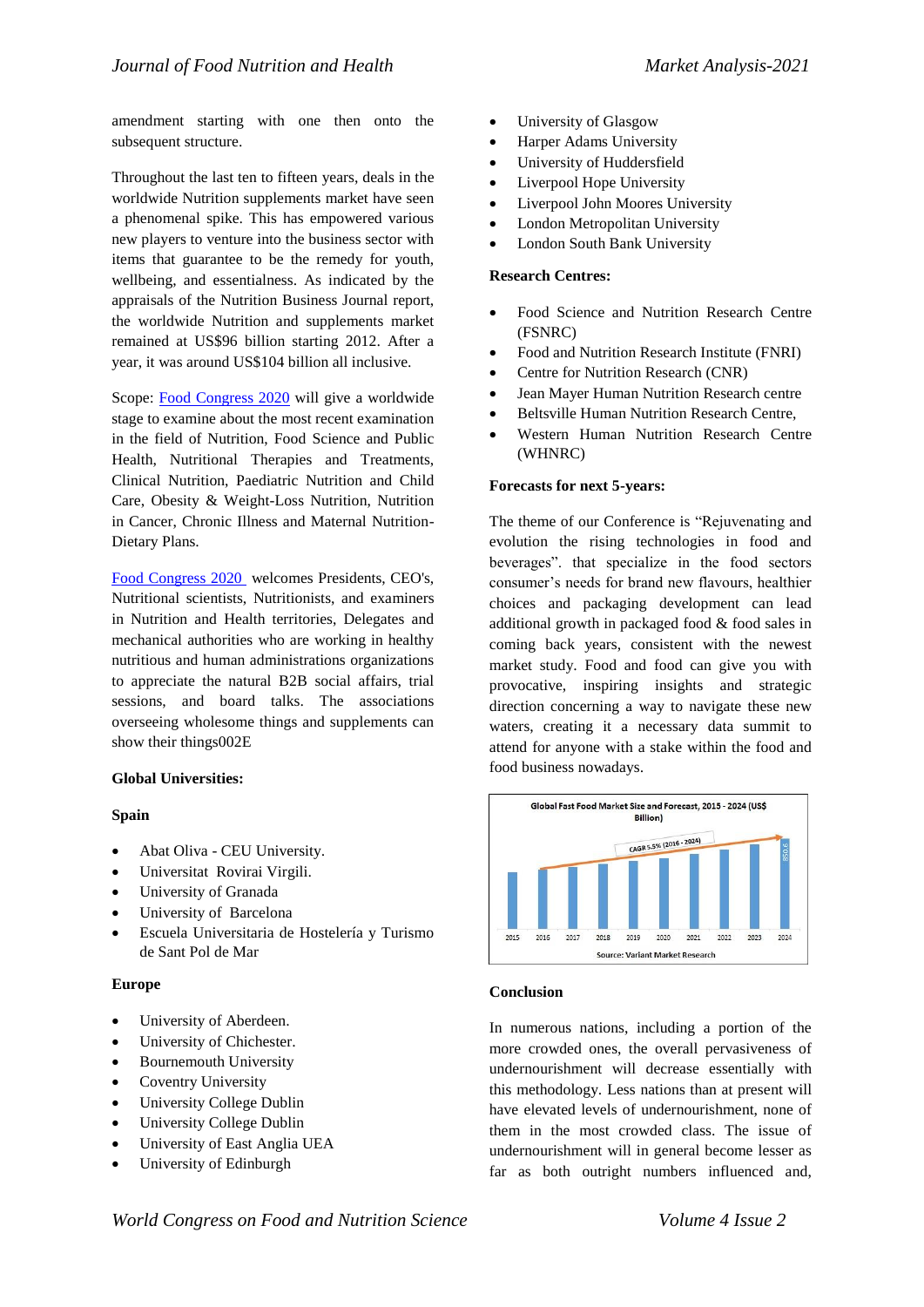amendment starting with one then onto the subsequent structure.

Throughout the last ten to fifteen years, deals in the worldwide Nutrition supplements market have seen a phenomenal spike. This has empowered various new players to venture into the business sector with items that guarantee to be the remedy for youth, wellbeing, and essentialness. As indicated by the appraisals of the Nutrition Business Journal report, the worldwide Nutrition and supplements market remained at US$96 billion starting 2012. After a year, it was around US$104 billion all inclusive.

Scope: Food Congress 2020 will give a worldwide stage to examine about the most recent examination in the field of Nutrition, Food Science and Public Health, Nutritional Therapies and Treatments, Clinical Nutrition, Paediatric Nutrition and Child Care, Obesity & Weight-Loss Nutrition, Nutrition in Cancer, Chronic Illness and Maternal Nutrition-Dietary Plans.

Food Congress 2020 welcomes Presidents, CEO's, Nutritional scientists, Nutritionists, and examiners in Nutrition and Health territories, Delegates and mechanical authorities who are working in healthy nutritious and human administrations organizations to appreciate the natural B2B social affairs, trial sessions, and board talks. The associations overseeing wholesome things and supplements can show their things002E

**Global Universities:**

**Spain**

- Abat Oliva - CEU University.
- Universitat Rovirai Virgili.
- University of Granada
- University of Barcelona
- Escuela Universitaria de Hostelería y Turismo de Sant Pol de Mar

**Europe**

- University of Aberdeen.
- University of Chichester.
- Bournemouth University
- Coventry University
- University College Dublin
- University College Dublin
- University of East Anglia UEA
- University of Edinburgh
- University of Glasgow
- Harper Adams University
- University of Huddersfield
- Liverpool Hope University
- Liverpool John Moores University
- London Metropolitan University
- London South Bank University

**Research Centres:**

- Food Science and Nutrition Research Centre (FSNRC)
- Food and Nutrition Research Institute (FNRI)
- Centre for Nutrition Research (CNR)
- Jean Mayer Human Nutrition Research centre
- Beltsville Human Nutrition Research Centre,
- Western Human Nutrition Research Centre (WHNRC)

**Forecasts for next 5-years:**

The theme of our Conference is "Rejuvenating and evolution the rising technologies in food and beverages". that specialize in the food sectors consumer's needs for brand new flavours, healthier choices and packaging development can lead additional growth in packaged food & food sales in coming back years, consistent with the newest market study. Food and food can give you with provocative, inspiring insights and strategic direction concerning a way to navigate these new waters, creating it a necessary data summit to attend for anyone with a stake within the food and food business nowadays.

Global Fast Food Market Size and Forecast, 2015 - 2024 (US$ Billion)

CAGR 5.5% (2016 - 2024)

850.6

2015 2016 2017 2018 2019 2020 2021 2022 2023 2024

Source: Variant Market Research

**Conclusion**

In numerous nations, including a portion of the more crowded ones, the overall pervasiveness of undernourishment will decrease essentially with this methodology. Less nations than at present will have elevated levels of undernourishment, none of them in the most crowded class. The issue of undernourishment will in general become lesser as far as both outright numbers influenced and,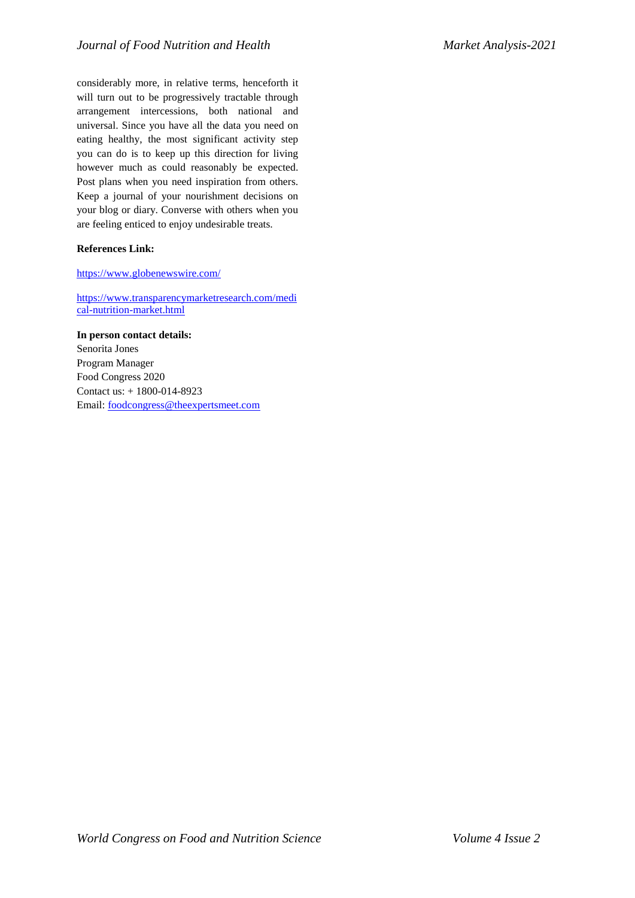considerably more, in relative terms, henceforth it will turn out to be progressively tractable through arrangement intercessions, both national and universal. Since you have all the data you need on eating healthy, the most significant activity step you can do is to keep up this direction for living however much as could reasonably be expected. Post plans when you need inspiration from others. Keep a journal of your nourishment decisions on your blog or diary. Converse with others when you are feeling enticed to enjoy undesirable treats.

**References Link:**

https://www.globenewswire.com/

https://www.transparencymarketresearch.com/medical-nutrition-market.html

**In person contact details:**
Senorita Jones
Program Manager
Food Congress 2020
Contact us: + 1800-014-8923
Email: foodcongress@theexpertsmeet.com